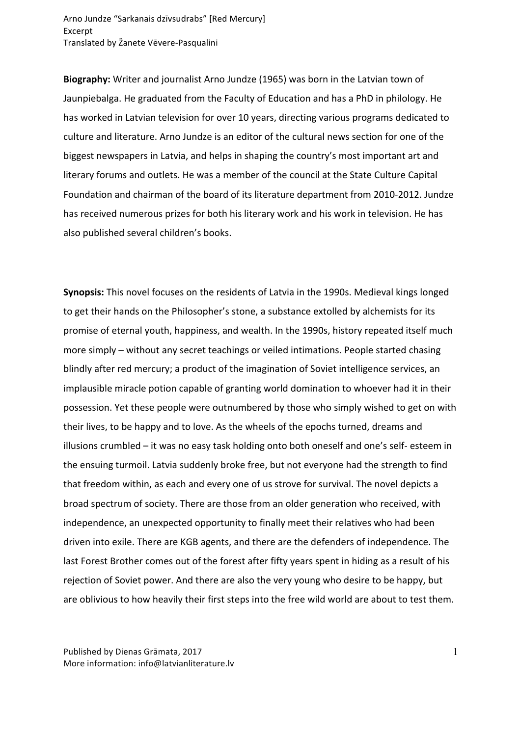Arno Jundze "Sarkanais dzīvsudrabs" [Red Mercury]
Excerpt
Translated by Žanete Vēvere-Pasqualini

**Biography:** Writer and journalist Arno Jundze (1965) was born in the Latvian town of Jaunpiebalga. He graduated from the Faculty of Education and has a PhD in philology. He has worked in Latvian television for over 10 years, directing various programs dedicated to culture and literature. Arno Jundze is an editor of the cultural news section for one of the biggest newspapers in Latvia, and helps in shaping the country's most important art and literary forums and outlets. He was a member of the council at the State Culture Capital Foundation and chairman of the board of its literature department from 2010-2012. Jundze has received numerous prizes for both his literary work and his work in television. He has also published several children's books.

**Synopsis:** This novel focuses on the residents of Latvia in the 1990s. Medieval kings longed to get their hands on the Philosopher's stone, a substance extolled by alchemists for its promise of eternal youth, happiness, and wealth. In the 1990s, history repeated itself much more simply – without any secret teachings or veiled intimations. People started chasing blindly after red mercury; a product of the imagination of Soviet intelligence services, an implausible miracle potion capable of granting world domination to whoever had it in their possession. Yet these people were outnumbered by those who simply wished to get on with their lives, to be happy and to love. As the wheels of the epochs turned, dreams and illusions crumbled – it was no easy task holding onto both oneself and one's self- esteem in the ensuing turmoil. Latvia suddenly broke free, but not everyone had the strength to find that freedom within, as each and every one of us strove for survival. The novel depicts a broad spectrum of society. There are those from an older generation who received, with independence, an unexpected opportunity to finally meet their relatives who had been driven into exile. There are KGB agents, and there are the defenders of independence. The last Forest Brother comes out of the forest after fifty years spent in hiding as a result of his rejection of Soviet power. And there are also the very young who desire to be happy, but are oblivious to how heavily their first steps into the free wild world are about to test them.

Published by Dienas Grāmata, 2017
More information: info@latvianliterature.lv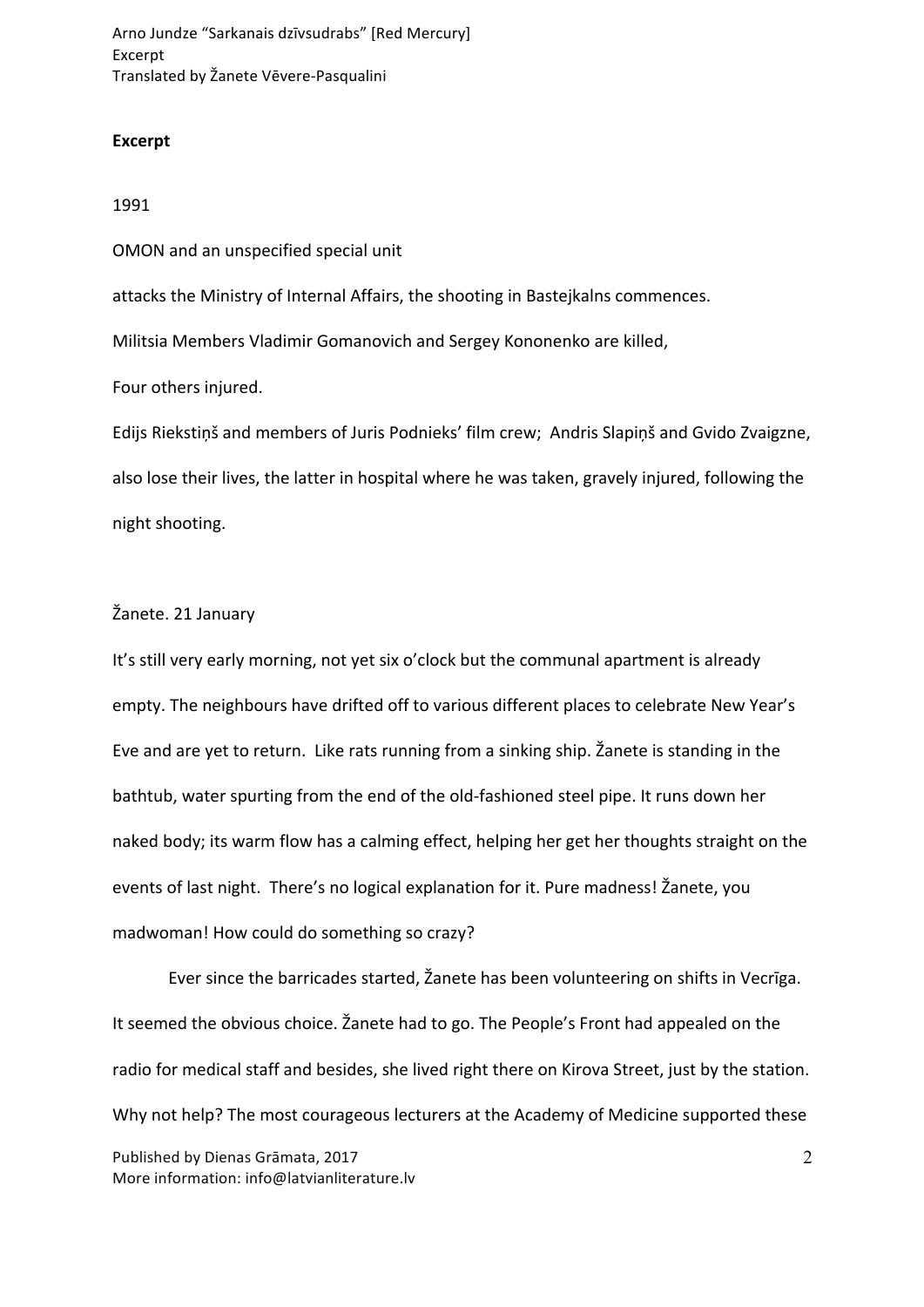**Excerpt**

1991

OMON and an unspecified special unit

attacks the Ministry of Internal Affairs, the shooting in Bastejkalns commences.

Militsia Members Vladimir Gomanovich and Sergey Kononenko are killed,

Four others injured.

Edijs Riekstiņš and members of Juris Podnieks' film crew;  Andris Slapiņš and Gvido Zvaigzne, also lose their lives, the latter in hospital where he was taken, gravely injured, following the night shooting.

Žanete. 21 January

It's still very early morning, not yet six o'clock but the communal apartment is already empty. The neighbours have drifted off to various different places to celebrate New Year's Eve and are yet to return.  Like rats running from a sinking ship. Žanete is standing in the bathtub, water spurting from the end of the old-fashioned steel pipe. It runs down her naked body; its warm flow has a calming effect, helping her get her thoughts straight on the events of last night.  There's no logical explanation for it. Pure madness! Žanete, you madwoman! How could do something so crazy?

Ever since the barricades started, Žanete has been volunteering on shifts in Vecrīga. It seemed the obvious choice. Žanete had to go. The People's Front had appealed on the radio for medical staff and besides, she lived right there on Kirova Street, just by the station. Why not help? The most courageous lecturers at the Academy of Medicine supported these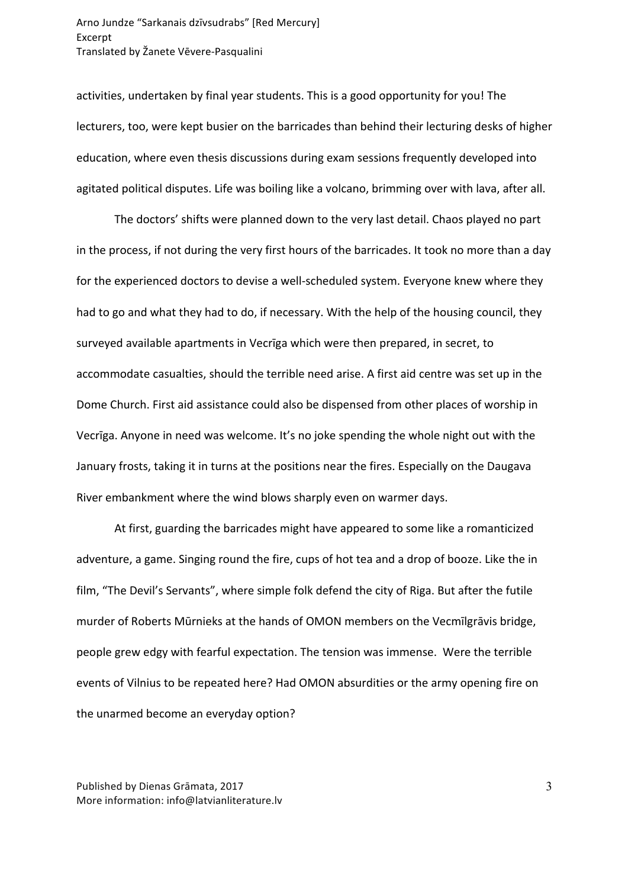activities, undertaken by final year students. This is a good opportunity for you! The lecturers, too, were kept busier on the barricades than behind their lecturing desks of higher education, where even thesis discussions during exam sessions frequently developed into agitated political disputes. Life was boiling like a volcano, brimming over with lava, after all.

The doctors' shifts were planned down to the very last detail. Chaos played no part in the process, if not during the very first hours of the barricades. It took no more than a day for the experienced doctors to devise a well-scheduled system. Everyone knew where they had to go and what they had to do, if necessary. With the help of the housing council, they surveyed available apartments in Vecrīga which were then prepared, in secret, to accommodate casualties, should the terrible need arise. A first aid centre was set up in the Dome Church. First aid assistance could also be dispensed from other places of worship in Vecrīga. Anyone in need was welcome. It's no joke spending the whole night out with the January frosts, taking it in turns at the positions near the fires. Especially on the Daugava River embankment where the wind blows sharply even on warmer days.

At first, guarding the barricades might have appeared to some like a romanticized adventure, a game. Singing round the fire, cups of hot tea and a drop of booze. Like the in film, "The Devil's Servants", where simple folk defend the city of Riga. But after the futile murder of Roberts Mūrnieks at the hands of OMON members on the Vecmīlgrāvis bridge, people grew edgy with fearful expectation. The tension was immense. Were the terrible events of Vilnius to be repeated here? Had OMON absurdities or the army opening fire on the unarmed become an everyday option?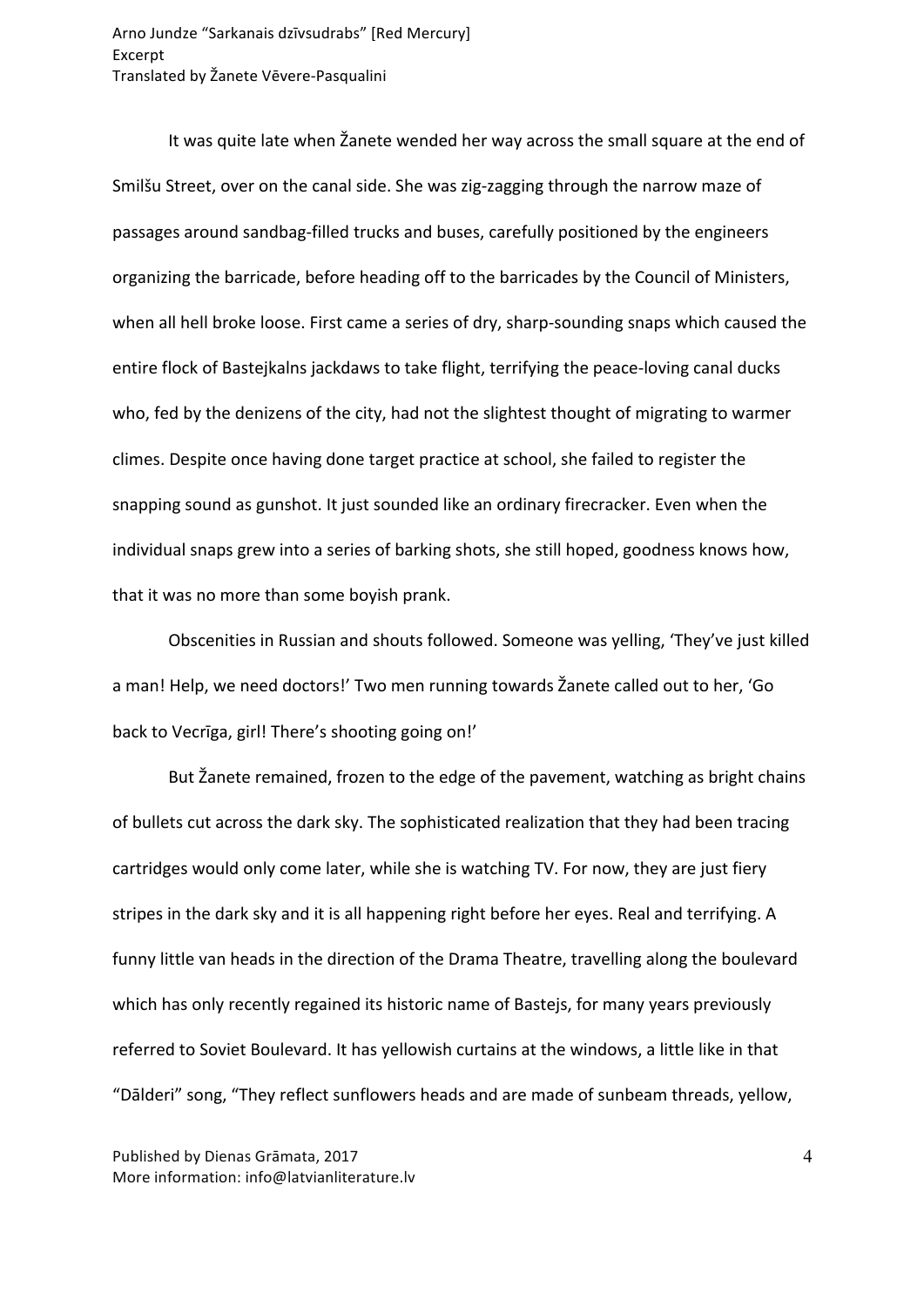It was quite late when Žanete wended her way across the small square at the end of Smilšu Street, over on the canal side. She was zig-zagging through the narrow maze of passages around sandbag-filled trucks and buses, carefully positioned by the engineers organizing the barricade, before heading off to the barricades by the Council of Ministers, when all hell broke loose. First came a series of dry, sharp-sounding snaps which caused the entire flock of Bastejkalns jackdaws to take flight, terrifying the peace-loving canal ducks who, fed by the denizens of the city, had not the slightest thought of migrating to warmer climes. Despite once having done target practice at school, she failed to register the snapping sound as gunshot. It just sounded like an ordinary firecracker. Even when the individual snaps grew into a series of barking shots, she still hoped, goodness knows how, that it was no more than some boyish prank.

Obscenities in Russian and shouts followed. Someone was yelling, 'They've just killed a man! Help, we need doctors!' Two men running towards Žanete called out to her, 'Go back to Vecrīga, girl! There's shooting going on!'

But Žanete remained, frozen to the edge of the pavement, watching as bright chains of bullets cut across the dark sky. The sophisticated realization that they had been tracing cartridges would only come later, while she is watching TV. For now, they are just fiery stripes in the dark sky and it is all happening right before her eyes. Real and terrifying. A funny little van heads in the direction of the Drama Theatre, travelling along the boulevard which has only recently regained its historic name of Bastejs, for many years previously referred to Soviet Boulevard. It has yellowish curtains at the windows, a little like in that "Dālderi" song, "They reflect sunflowers heads and are made of sunbeam threads, yellow,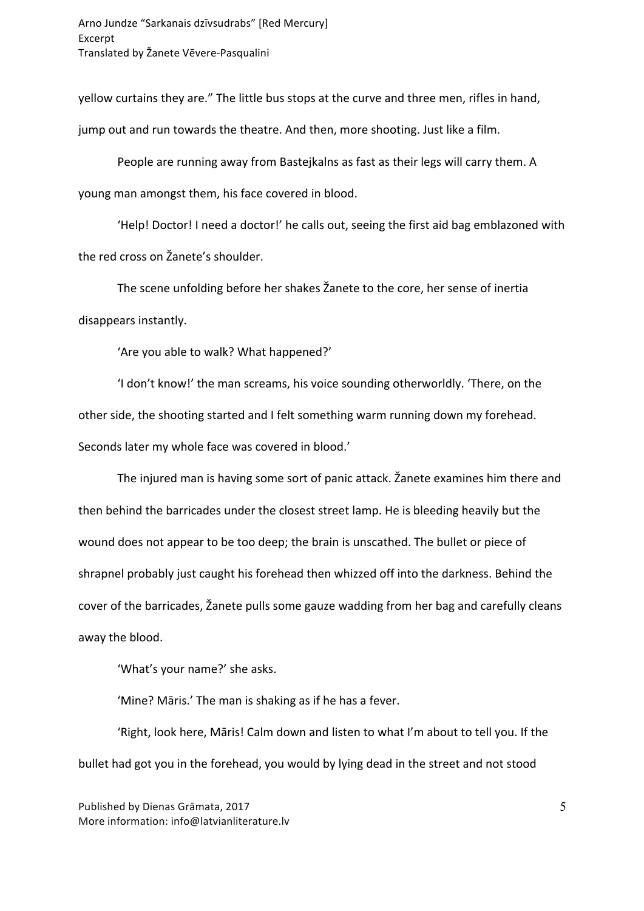yellow curtains they are.” The little bus stops at the curve and three men, rifles in hand, jump out and run towards the theatre. And then, more shooting. Just like a film.

People are running away from Bastejkalns as fast as their legs will carry them. A young man amongst them, his face covered in blood.

‘Help! Doctor! I need a doctor!’ he calls out, seeing the first aid bag emblazoned with the red cross on Žanete’s shoulder.

The scene unfolding before her shakes Žanete to the core, her sense of inertia disappears instantly.

‘Are you able to walk? What happened?’

‘I don’t know!’ the man screams, his voice sounding otherworldly. ‘There, on the other side, the shooting started and I felt something warm running down my forehead. Seconds later my whole face was covered in blood.’

The injured man is having some sort of panic attack. Žanete examines him there and then behind the barricades under the closest street lamp. He is bleeding heavily but the wound does not appear to be too deep; the brain is unscathed. The bullet or piece of shrapnel probably just caught his forehead then whizzed off into the darkness. Behind the cover of the barricades, Žanete pulls some gauze wadding from her bag and carefully cleans away the blood.

‘What’s your name?’ she asks.

‘Mine? Māris.’ The man is shaking as if he has a fever.

‘Right, look here, Māris! Calm down and listen to what I’m about to tell you. If the bullet had got you in the forehead, you would by lying dead in the street and not stood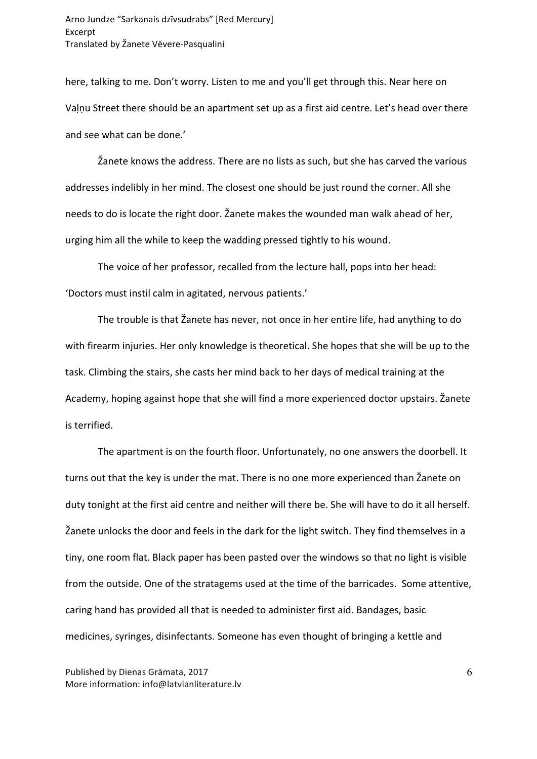here, talking to me. Don't worry. Listen to me and you'll get through this. Near here on Vaļņu Street there should be an apartment set up as a first aid centre. Let's head over there and see what can be done.'

Žanete knows the address. There are no lists as such, but she has carved the various addresses indelibly in her mind. The closest one should be just round the corner. All she needs to do is locate the right door. Žanete makes the wounded man walk ahead of her, urging him all the while to keep the wadding pressed tightly to his wound.

The voice of her professor, recalled from the lecture hall, pops into her head: 'Doctors must instil calm in agitated, nervous patients.'

The trouble is that Žanete has never, not once in her entire life, had anything to do with firearm injuries. Her only knowledge is theoretical. She hopes that she will be up to the task. Climbing the stairs, she casts her mind back to her days of medical training at the Academy, hoping against hope that she will find a more experienced doctor upstairs. Žanete is terrified.

The apartment is on the fourth floor. Unfortunately, no one answers the doorbell. It turns out that the key is under the mat. There is no one more experienced than Žanete on duty tonight at the first aid centre and neither will there be. She will have to do it all herself. Žanete unlocks the door and feels in the dark for the light switch. They find themselves in a tiny, one room flat. Black paper has been pasted over the windows so that no light is visible from the outside. One of the stratagems used at the time of the barricades. Some attentive, caring hand has provided all that is needed to administer first aid. Bandages, basic medicines, syringes, disinfectants. Someone has even thought of bringing a kettle and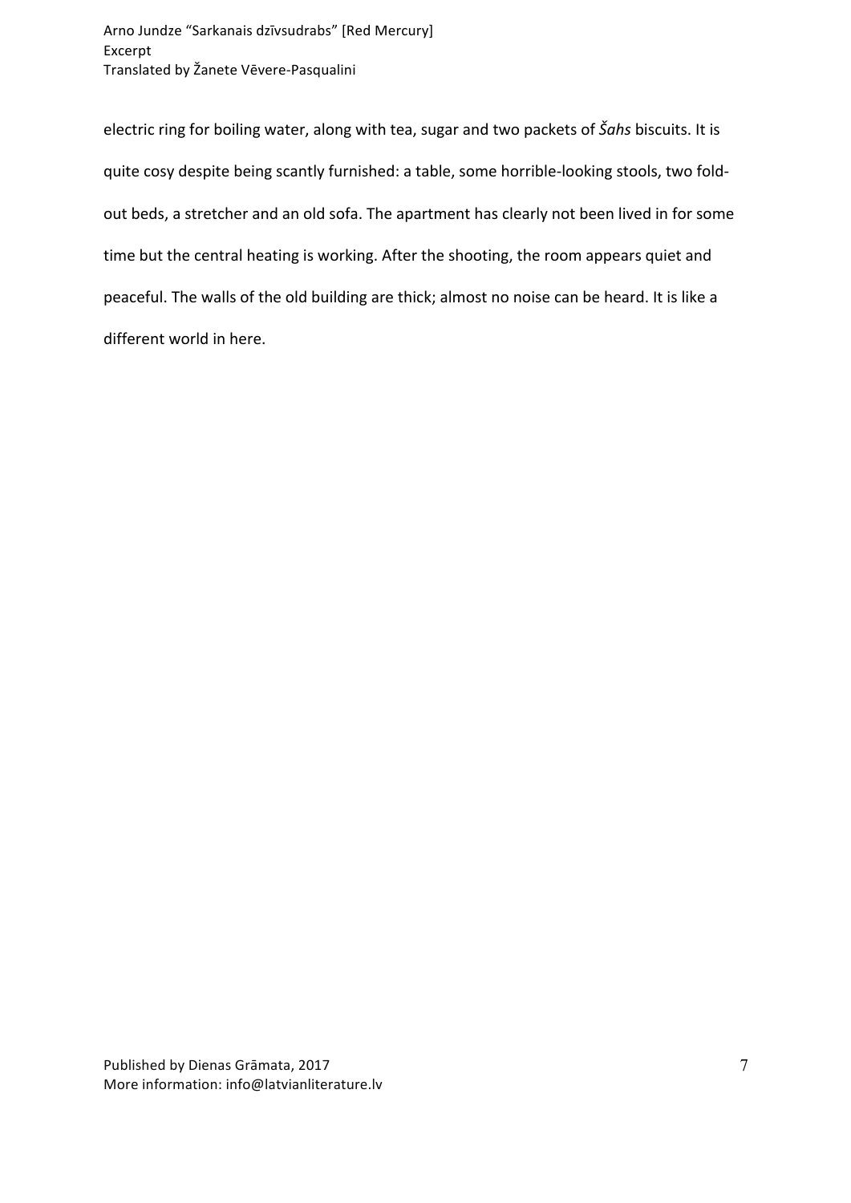electric ring for boiling water, along with tea, sugar and two packets of *Šahs* biscuits. It is quite cosy despite being scantly furnished: a table, some horrible-looking stools, two fold-out beds, a stretcher and an old sofa. The apartment has clearly not been lived in for some time but the central heating is working. After the shooting, the room appears quiet and peaceful. The walls of the old building are thick; almost no noise can be heard. It is like a different world in here.